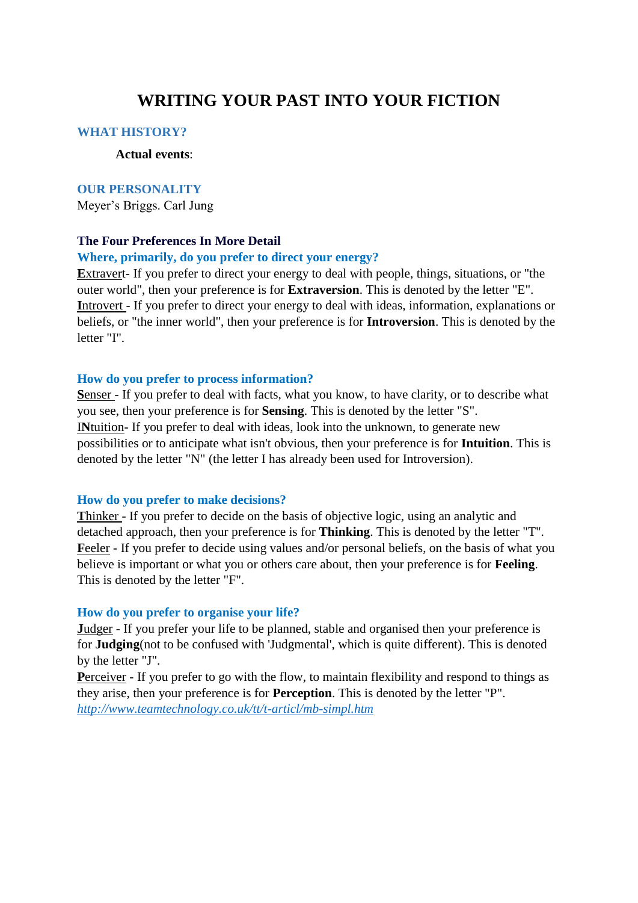# WRITING YOUR PAST INTO YOUR FICTION

## WHAT HISTORY?

**Actual events**:

## OUR PERSONALITY

Meyer's Briggs. Carl Jung

### The Four Preferences In More Detail

#### Where, primarily, do you prefer to direct your energy?

**E**xtravert- If you prefer to direct your energy to deal with people, things, situations, or "the outer world", then your preference is for **Extraversion**. This is denoted by the letter "E".
**I**ntrovert - If you prefer to direct your energy to deal with ideas, information, explanations or beliefs, or "the inner world", then your preference is for **Introversion**. This is denoted by the letter "I".

#### How do you prefer to process information?

**S**enser - If you prefer to deal with facts, what you know, to have clarity, or to describe what you see, then your preference is for **Sensing**. This is denoted by the letter "S".
I**N**tuition- If you prefer to deal with ideas, look into the unknown, to generate new possibilities or to anticipate what isn't obvious, then your preference is for **Intuition**. This is denoted by the letter "N" (the letter I has already been used for Introversion).

#### How do you prefer to make decisions?

**T**hinker - If you prefer to decide on the basis of objective logic, using an analytic and detached approach, then your preference is for **Thinking**. This is denoted by the letter "T".
**F**eeler - If you prefer to decide using values and/or personal beliefs, on the basis of what you believe is important or what you or others care about, then your preference is for **Feeling**. This is denoted by the letter "F".

#### How do you prefer to organise your life?

**J**udger - If you prefer your life to be planned, stable and organised then your preference is for **Judging**(not to be confused with 'Judgmental', which is quite different). This is denoted by the letter "J".
**P**erceiver - If you prefer to go with the flow, to maintain flexibility and respond to things as they arise, then your preference is for **Perception**. This is denoted by the letter "P".
*http://www.teamtechnology.co.uk/tt/t-articl/mb-simpl.htm*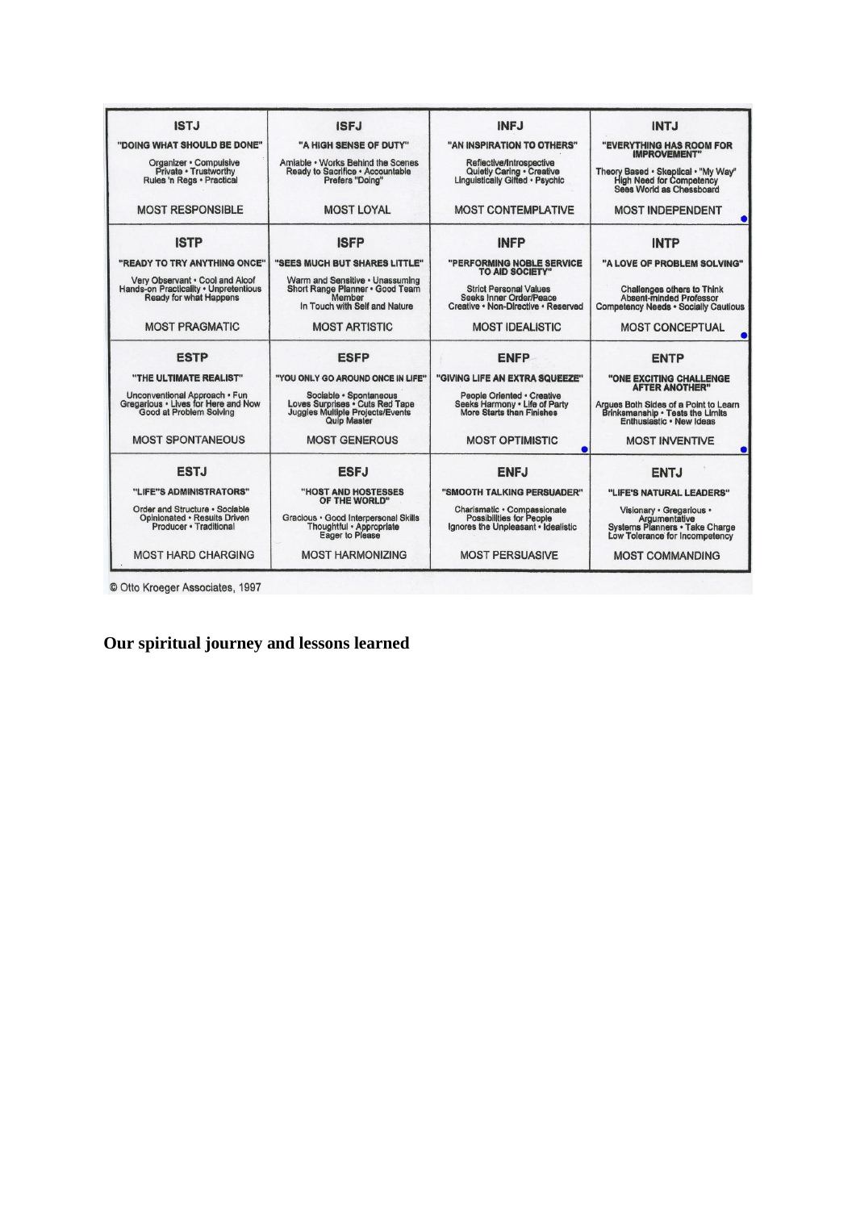| ISTJ | ISFJ | INFJ | INTJ |
|---|---|---|---|
| "DOING WHAT SHOULD BE DONE" | "A HIGH SENSE OF DUTY" | "AN INSPIRATION TO OTHERS" | "EVERYTHING HAS ROOM FOR IMPROVEMENT" |
| Organizer • Compulsive Private • Trustworthy Rules 'n Regs • Practical | Amiable • Works Behind the Scenes Ready to Sacrifice • Accountable Prefers "Doing" | Reflective/Introspective Quietly Caring • Creative Linguistically Gifted • Psychic | Theory Based • Skeptical • "My Way" High Need for Competency Sees World as Chessboard |
| MOST RESPONSIBLE | MOST LOYAL | MOST CONTEMPLATIVE | MOST INDEPENDENT |
| **ISTP** | **ISFP** | **INFP** | **INTP** |
| "READY TO TRY ANYTHING ONCE" | "SEES MUCH BUT SHARES LITTLE" | "PERFORMING NOBLE SERVICE TO AID SOCIETY" | "A LOVE OF PROBLEM SOLVING" |
| Very Observant • Cool and Aloof Hands-on Practicality • Unpretentious Ready for what Happens | Warm and Sensitive • Unassuming Short Range Planner • Good Team Member In Touch with Self and Nature | Strict Personal Values Seeks Inner Order/Peace Creative • Non-Directive • Reserved | Challenges others to Think Absent-minded Professor Competency Needs • Socially Cautious |
| MOST PRAGMATIC | MOST ARTISTIC | MOST IDEALISTIC | MOST CONCEPTUAL |
| **ESTP** | **ESFP** | **ENFP** | **ENTP** |
| "THE ULTIMATE REALIST" | "YOU ONLY GO AROUND ONCE IN LIFE" | "GIVING LIFE AN EXTRA SQUEEZE" | "ONE EXCITING CHALLENGE AFTER ANOTHER" |
| Unconventional Approach • Fun Gregarious • Lives for Here and Now Good at Problem Solving | Sociable • Spontaneous Loves Surprises • Cuts Red Tape Juggles Multiple Projects/Events Quip Master | People Oriented • Creative Seeks Harmony • Life of Party More Starts than Finishes | Argues Both Sides of a Point to Learn Brinksmanship • Tests the Limits Enthusiastic • New Ideas |
| MOST SPONTANEOUS | MOST GENEROUS | MOST OPTIMISTIC | MOST INVENTIVE |
| **ESTJ** | **ESFJ** | **ENFJ** | **ENTJ** |
| "LIFE"S ADMINISTRATORS" | "HOST AND HOSTESSES OF THE WORLD" | "SMOOTH TALKING PERSUADER" | "LIFE'S NATURAL LEADERS" |
| Order and Structure • Sociable Opinionated • Results Driven Producer • Traditional | Gracious • Good Interpersonal Skills Thoughtful • Appropriate Eager to Please | Charismatic • Compassionate Possibilities for People Ignores the Unpleasant • Idealistic | Visionary • Gregarious • Argumentative Systems Planners • Take Charge Low Tolerance for Incompetency |
| MOST HARD CHARGING | MOST HARMONIZING | MOST PERSUASIVE | MOST COMMANDING |

© Otto Kroeger Associates, 1997

**Our spiritual journey and lessons learned**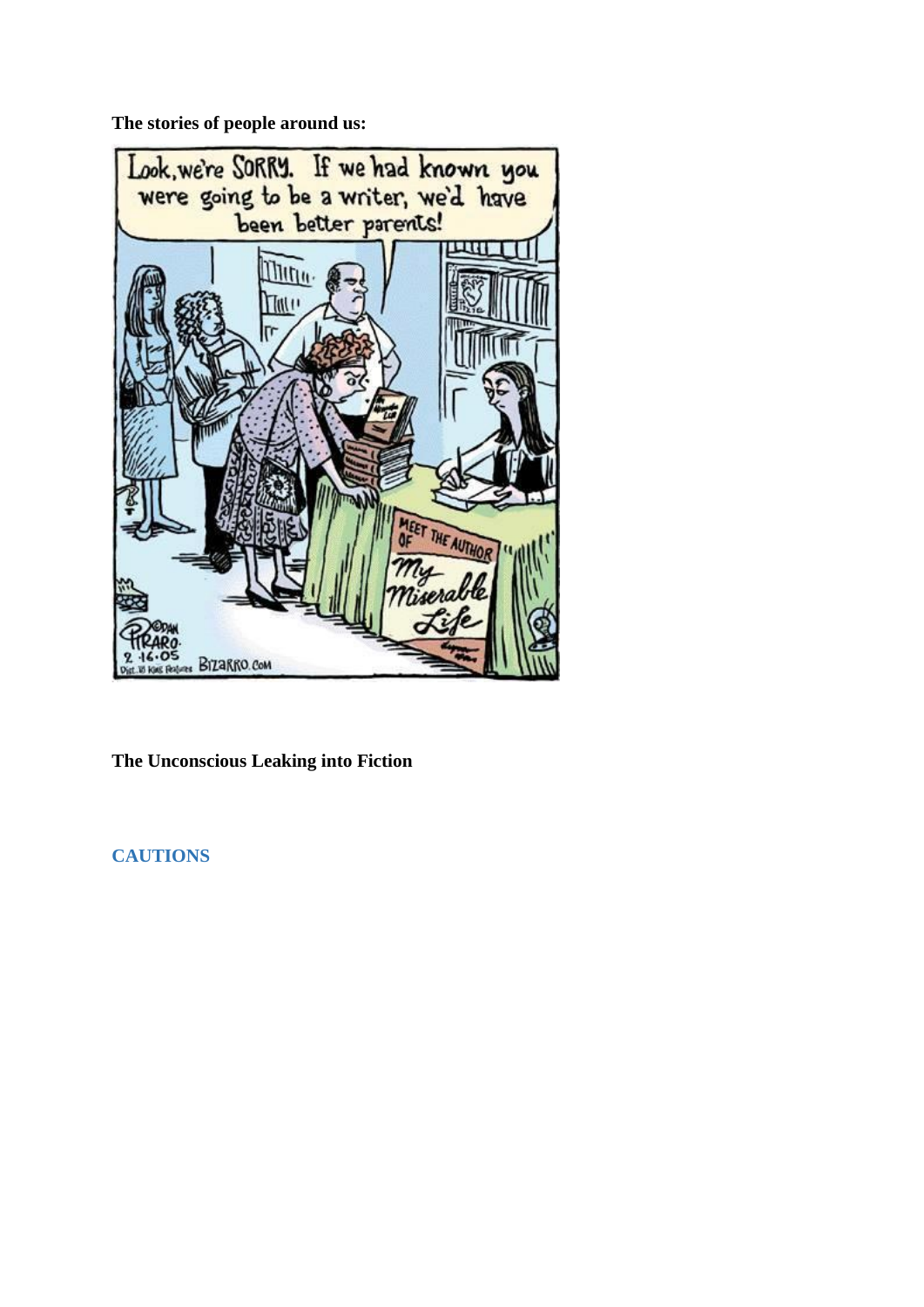**The stories of people around us:**

**The Unconscious Leaking into Fiction**

## CAUTIONS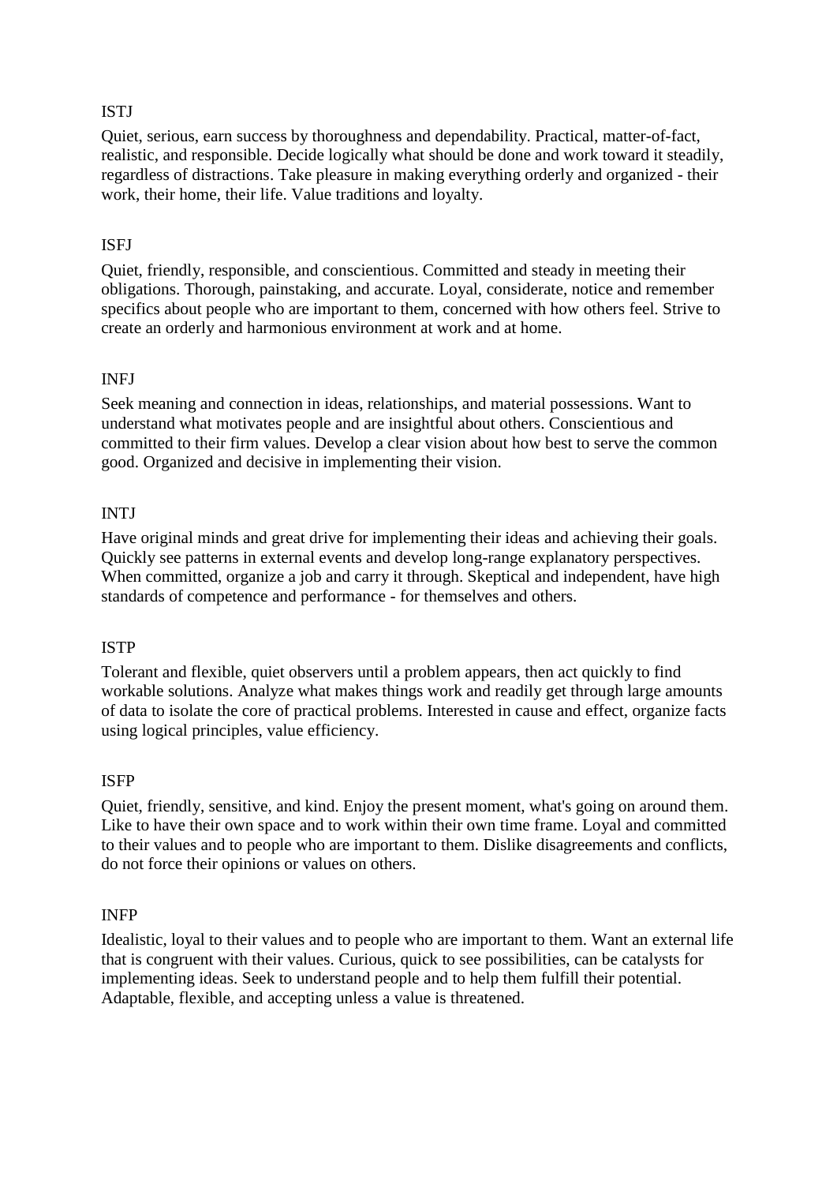ISTJ

Quiet, serious, earn success by thoroughness and dependability. Practical, matter-of-fact, realistic, and responsible. Decide logically what should be done and work toward it steadily, regardless of distractions. Take pleasure in making everything orderly and organized - their work, their home, their life. Value traditions and loyalty.

ISFJ

Quiet, friendly, responsible, and conscientious. Committed and steady in meeting their obligations. Thorough, painstaking, and accurate. Loyal, considerate, notice and remember specifics about people who are important to them, concerned with how others feel. Strive to create an orderly and harmonious environment at work and at home.

INFJ

Seek meaning and connection in ideas, relationships, and material possessions. Want to understand what motivates people and are insightful about others. Conscientious and committed to their firm values. Develop a clear vision about how best to serve the common good. Organized and decisive in implementing their vision.

INTJ

Have original minds and great drive for implementing their ideas and achieving their goals. Quickly see patterns in external events and develop long-range explanatory perspectives. When committed, organize a job and carry it through. Skeptical and independent, have high standards of competence and performance - for themselves and others.

ISTP

Tolerant and flexible, quiet observers until a problem appears, then act quickly to find workable solutions. Analyze what makes things work and readily get through large amounts of data to isolate the core of practical problems. Interested in cause and effect, organize facts using logical principles, value efficiency.

ISFP

Quiet, friendly, sensitive, and kind. Enjoy the present moment, what's going on around them. Like to have their own space and to work within their own time frame. Loyal and committed to their values and to people who are important to them. Dislike disagreements and conflicts, do not force their opinions or values on others.

INFP

Idealistic, loyal to their values and to people who are important to them. Want an external life that is congruent with their values. Curious, quick to see possibilities, can be catalysts for implementing ideas. Seek to understand people and to help them fulfill their potential. Adaptable, flexible, and accepting unless a value is threatened.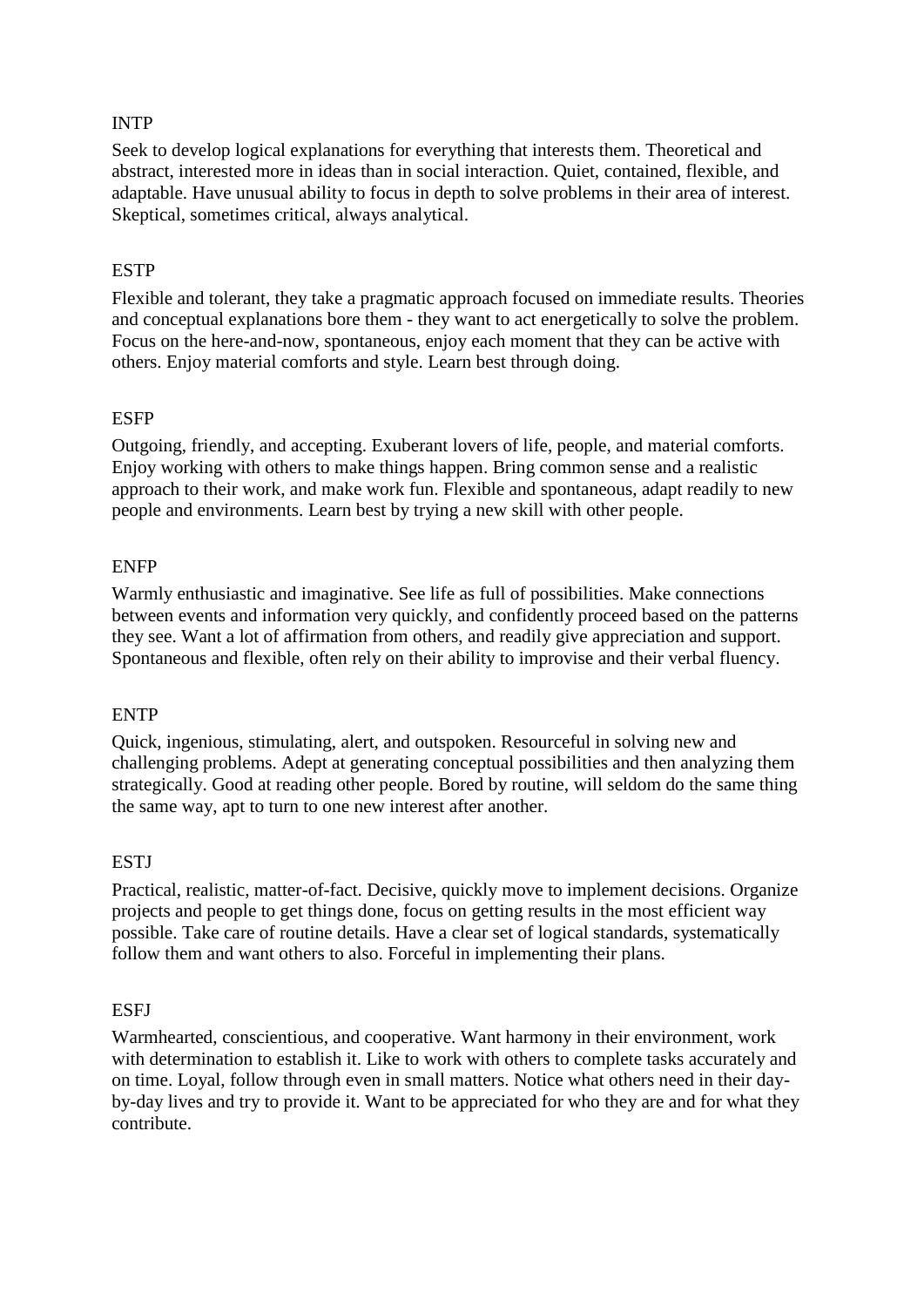INTP

Seek to develop logical explanations for everything that interests them. Theoretical and abstract, interested more in ideas than in social interaction. Quiet, contained, flexible, and adaptable. Have unusual ability to focus in depth to solve problems in their area of interest. Skeptical, sometimes critical, always analytical.

ESTP

Flexible and tolerant, they take a pragmatic approach focused on immediate results. Theories and conceptual explanations bore them - they want to act energetically to solve the problem. Focus on the here-and-now, spontaneous, enjoy each moment that they can be active with others. Enjoy material comforts and style. Learn best through doing.

ESFP

Outgoing, friendly, and accepting. Exuberant lovers of life, people, and material comforts. Enjoy working with others to make things happen. Bring common sense and a realistic approach to their work, and make work fun. Flexible and spontaneous, adapt readily to new people and environments. Learn best by trying a new skill with other people.

ENFP

Warmly enthusiastic and imaginative. See life as full of possibilities. Make connections between events and information very quickly, and confidently proceed based on the patterns they see. Want a lot of affirmation from others, and readily give appreciation and support. Spontaneous and flexible, often rely on their ability to improvise and their verbal fluency.

ENTP

Quick, ingenious, stimulating, alert, and outspoken. Resourceful in solving new and challenging problems. Adept at generating conceptual possibilities and then analyzing them strategically. Good at reading other people. Bored by routine, will seldom do the same thing the same way, apt to turn to one new interest after another.

ESTJ

Practical, realistic, matter-of-fact. Decisive, quickly move to implement decisions. Organize projects and people to get things done, focus on getting results in the most efficient way possible. Take care of routine details. Have a clear set of logical standards, systematically follow them and want others to also. Forceful in implementing their plans.

ESFJ

Warmhearted, conscientious, and cooperative. Want harmony in their environment, work with determination to establish it. Like to work with others to complete tasks accurately and on time. Loyal, follow through even in small matters. Notice what others need in their day-by-day lives and try to provide it. Want to be appreciated for who they are and for what they contribute.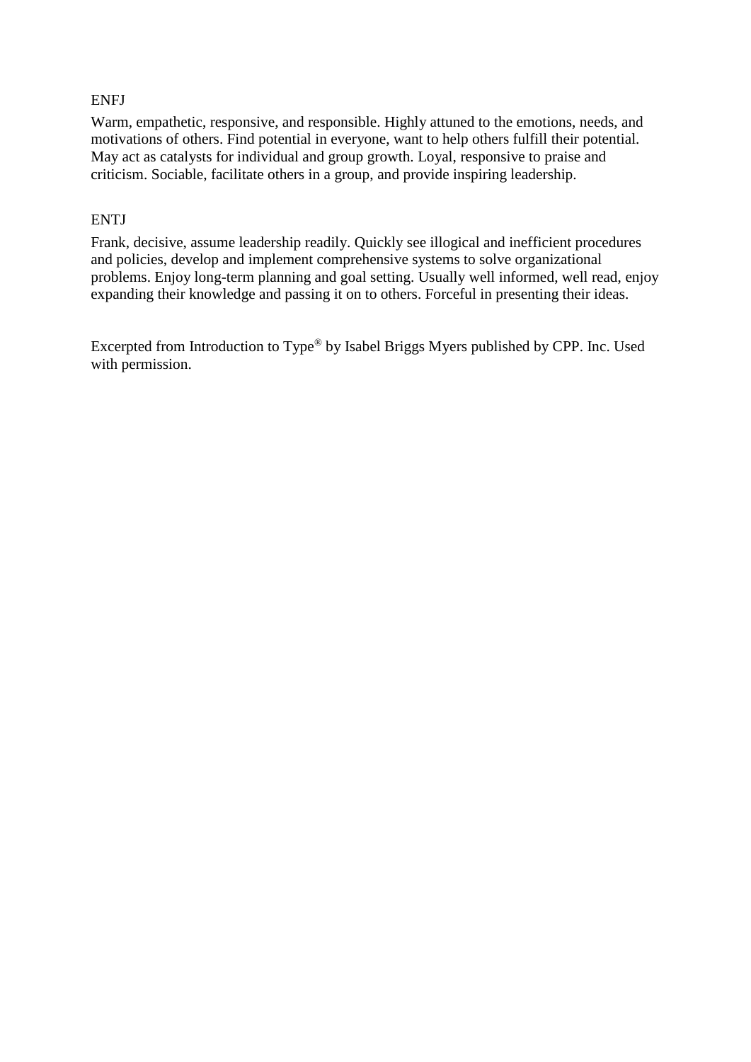ENFJ

Warm, empathetic, responsive, and responsible. Highly attuned to the emotions, needs, and motivations of others. Find potential in everyone, want to help others fulfill their potential. May act as catalysts for individual and group growth. Loyal, responsive to praise and criticism. Sociable, facilitate others in a group, and provide inspiring leadership.

ENTJ

Frank, decisive, assume leadership readily. Quickly see illogical and inefficient procedures and policies, develop and implement comprehensive systems to solve organizational problems. Enjoy long-term planning and goal setting. Usually well informed, well read, enjoy expanding their knowledge and passing it on to others. Forceful in presenting their ideas.

Excerpted from Introduction to Type® by Isabel Briggs Myers published by CPP. Inc. Used with permission.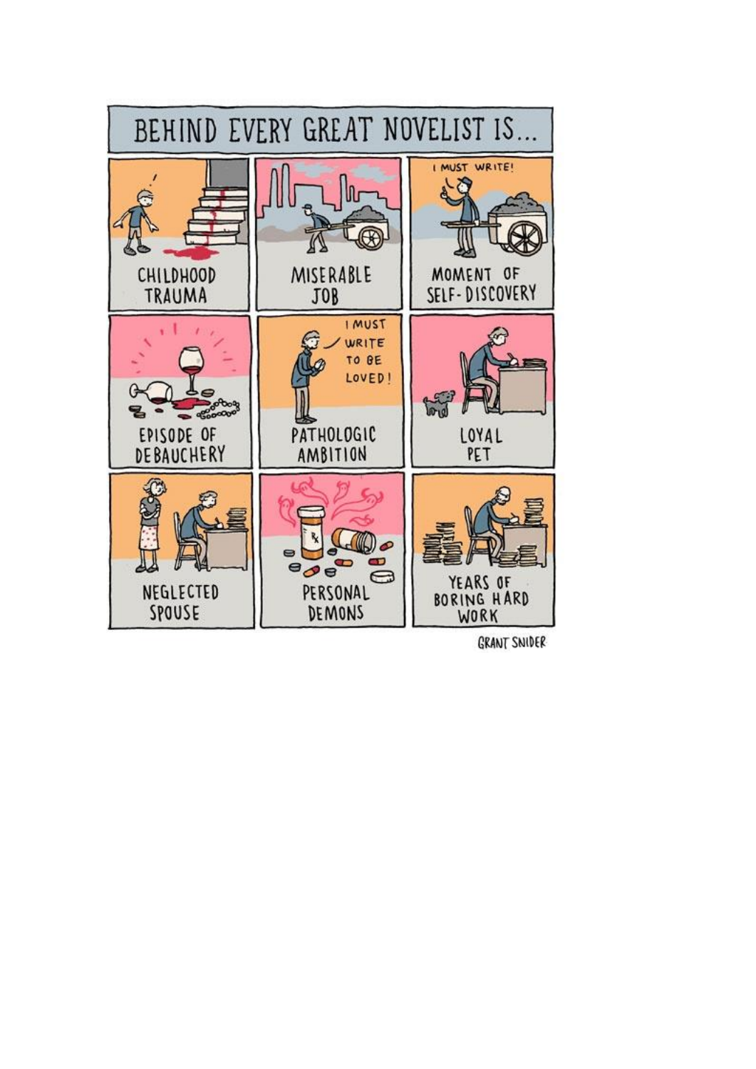# BEHIND EVERY GREAT NOVELIST IS...

CHILDHOOD TRAUMA

MISERABLE JOB

I MUST WRITE!

MOMENT OF SELF-DISCOVERY

EPISODE OF DEBAUCHERY

I MUST WRITE TO BE LOVED!

PATHOLOGIC AMBITION

LOYAL PET

NEGLECTED SPOUSE

PERSONAL DEMONS

YEARS OF BORING HARD WORK

GRANT SNIDER